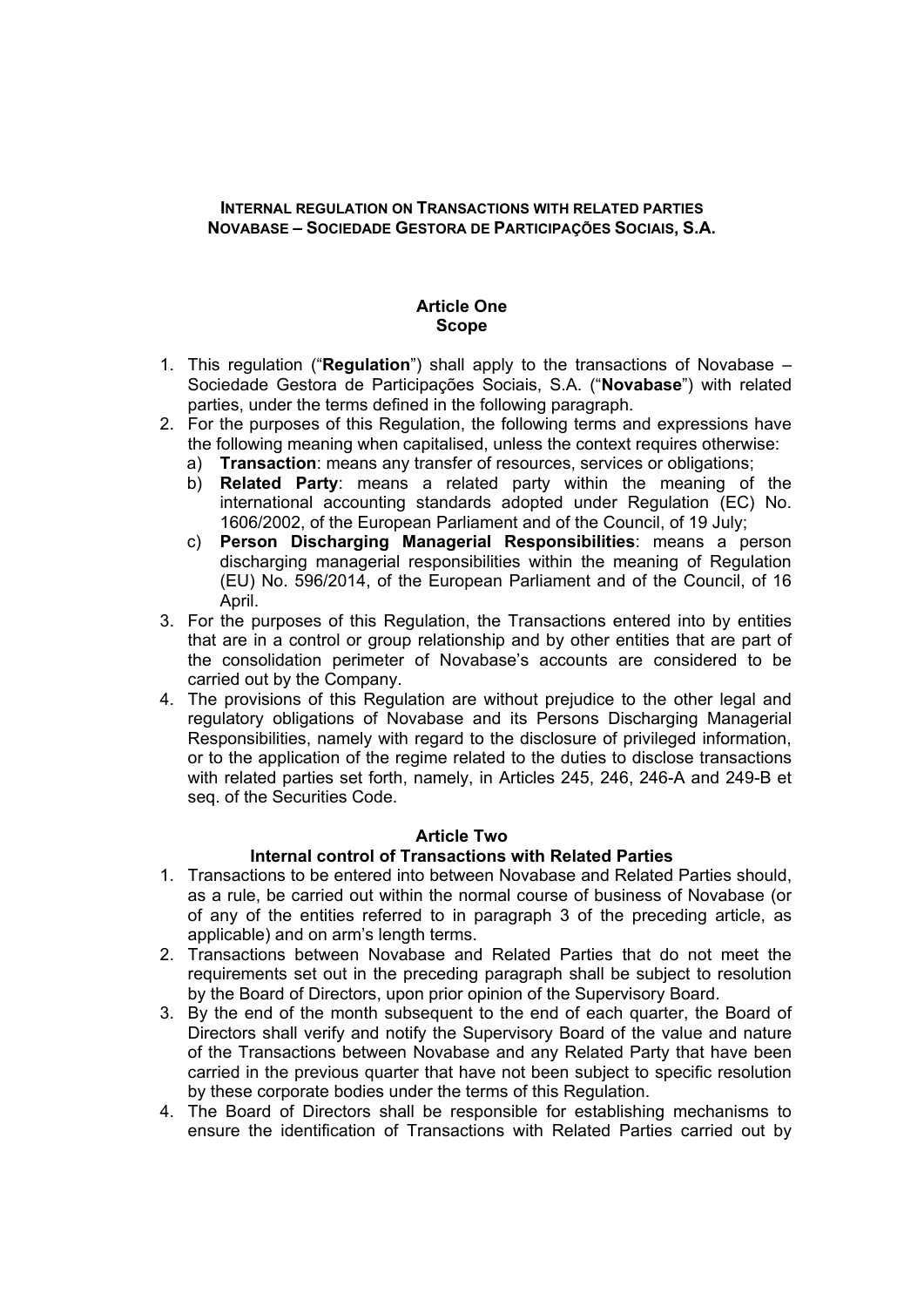**INTERNAL REGULATION ON TRANSACTIONS WITH RELATED PARTIES**
**NOVABASE – SOCIEDADE GESTORA DE PARTICIPAÇÕES SOCIAIS, S.A.**

## Article One
## Scope

1. This regulation ("**Regulation**") shall apply to the transactions of Novabase – Sociedade Gestora de Participações Sociais, S.A. ("**Novabase**") with related parties, under the terms defined in the following paragraph.
2. For the purposes of this Regulation, the following terms and expressions have the following meaning when capitalised, unless the context requires otherwise:
   a) **Transaction**: means any transfer of resources, services or obligations;
   b) **Related Party**: means a related party within the meaning of the international accounting standards adopted under Regulation (EC) No. 1606/2002, of the European Parliament and of the Council, of 19 July;
   c) **Person Discharging Managerial Responsibilities**: means a person discharging managerial responsibilities within the meaning of Regulation (EU) No. 596/2014, of the European Parliament and of the Council, of 16 April.
3. For the purposes of this Regulation, the Transactions entered into by entities that are in a control or group relationship and by other entities that are part of the consolidation perimeter of Novabase's accounts are considered to be carried out by the Company.
4. The provisions of this Regulation are without prejudice to the other legal and regulatory obligations of Novabase and its Persons Discharging Managerial Responsibilities, namely with regard to the disclosure of privileged information, or to the application of the regime related to the duties to disclose transactions with related parties set forth, namely, in Articles 245, 246, 246-A and 249-B et seq. of the Securities Code.

## Article Two
## Internal control of Transactions with Related Parties

1. Transactions to be entered into between Novabase and Related Parties should, as a rule, be carried out within the normal course of business of Novabase (or of any of the entities referred to in paragraph 3 of the preceding article, as applicable) and on arm's length terms.
2. Transactions between Novabase and Related Parties that do not meet the requirements set out in the preceding paragraph shall be subject to resolution by the Board of Directors, upon prior opinion of the Supervisory Board.
3. By the end of the month subsequent to the end of each quarter, the Board of Directors shall verify and notify the Supervisory Board of the value and nature of the Transactions between Novabase and any Related Party that have been carried in the previous quarter that have not been subject to specific resolution by these corporate bodies under the terms of this Regulation.
4. The Board of Directors shall be responsible for establishing mechanisms to ensure the identification of Transactions with Related Parties carried out by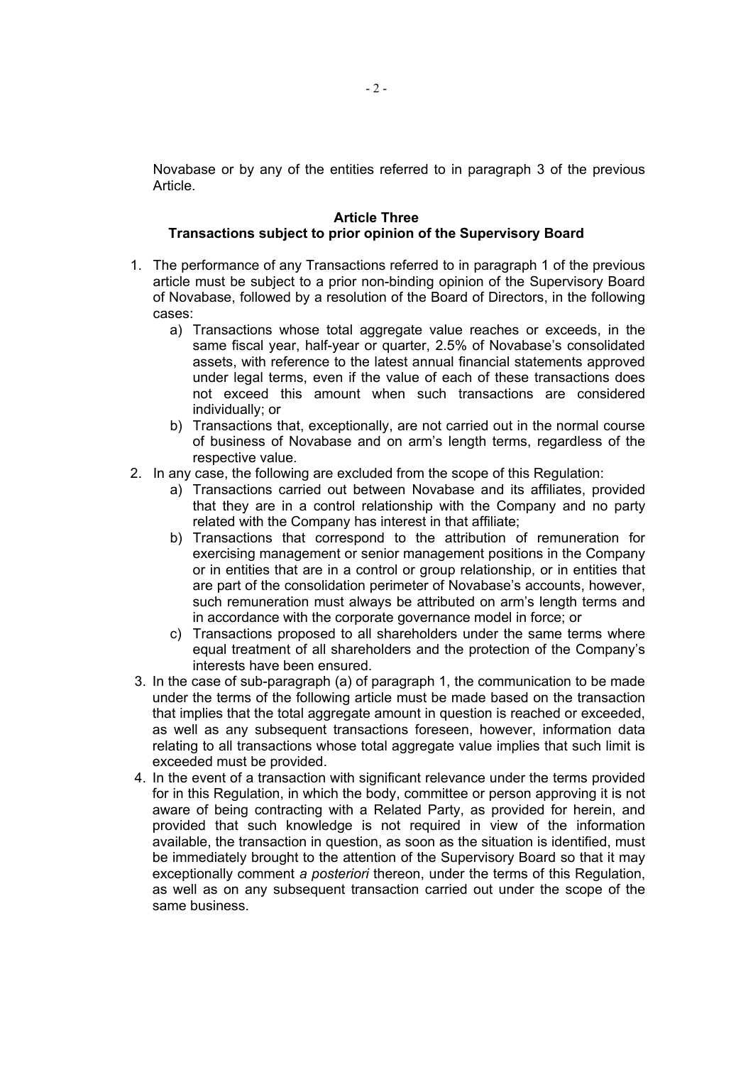Novabase or by any of the entities referred to in paragraph 3 of the previous Article.

**Article Three**
**Transactions subject to prior opinion of the Supervisory Board**

1. The performance of any Transactions referred to in paragraph 1 of the previous article must be subject to a prior non-binding opinion of the Supervisory Board of Novabase, followed by a resolution of the Board of Directors, in the following cases:
   a) Transactions whose total aggregate value reaches or exceeds, in the same fiscal year, half-year or quarter, 2.5% of Novabase's consolidated assets, with reference to the latest annual financial statements approved under legal terms, even if the value of each of these transactions does not exceed this amount when such transactions are considered individually; or
   b) Transactions that, exceptionally, are not carried out in the normal course of business of Novabase and on arm's length terms, regardless of the respective value.
2. In any case, the following are excluded from the scope of this Regulation:
   a) Transactions carried out between Novabase and its affiliates, provided that they are in a control relationship with the Company and no party related with the Company has interest in that affiliate;
   b) Transactions that correspond to the attribution of remuneration for exercising management or senior management positions in the Company or in entities that are in a control or group relationship, or in entities that are part of the consolidation perimeter of Novabase's accounts, however, such remuneration must always be attributed on arm's length terms and in accordance with the corporate governance model in force; or
   c) Transactions proposed to all shareholders under the same terms where equal treatment of all shareholders and the protection of the Company's interests have been ensured.
3. In the case of sub-paragraph (a) of paragraph 1, the communication to be made under the terms of the following article must be made based on the transaction that implies that the total aggregate amount in question is reached or exceeded, as well as any subsequent transactions foreseen, however, information data relating to all transactions whose total aggregate value implies that such limit is exceeded must be provided.
4. In the event of a transaction with significant relevance under the terms provided for in this Regulation, in which the body, committee or person approving it is not aware of being contracting with a Related Party, as provided for herein, and provided that such knowledge is not required in view of the information available, the transaction in question, as soon as the situation is identified, must be immediately brought to the attention of the Supervisory Board so that it may exceptionally comment *a posteriori* thereon, under the terms of this Regulation, as well as on any subsequent transaction carried out under the scope of the same business.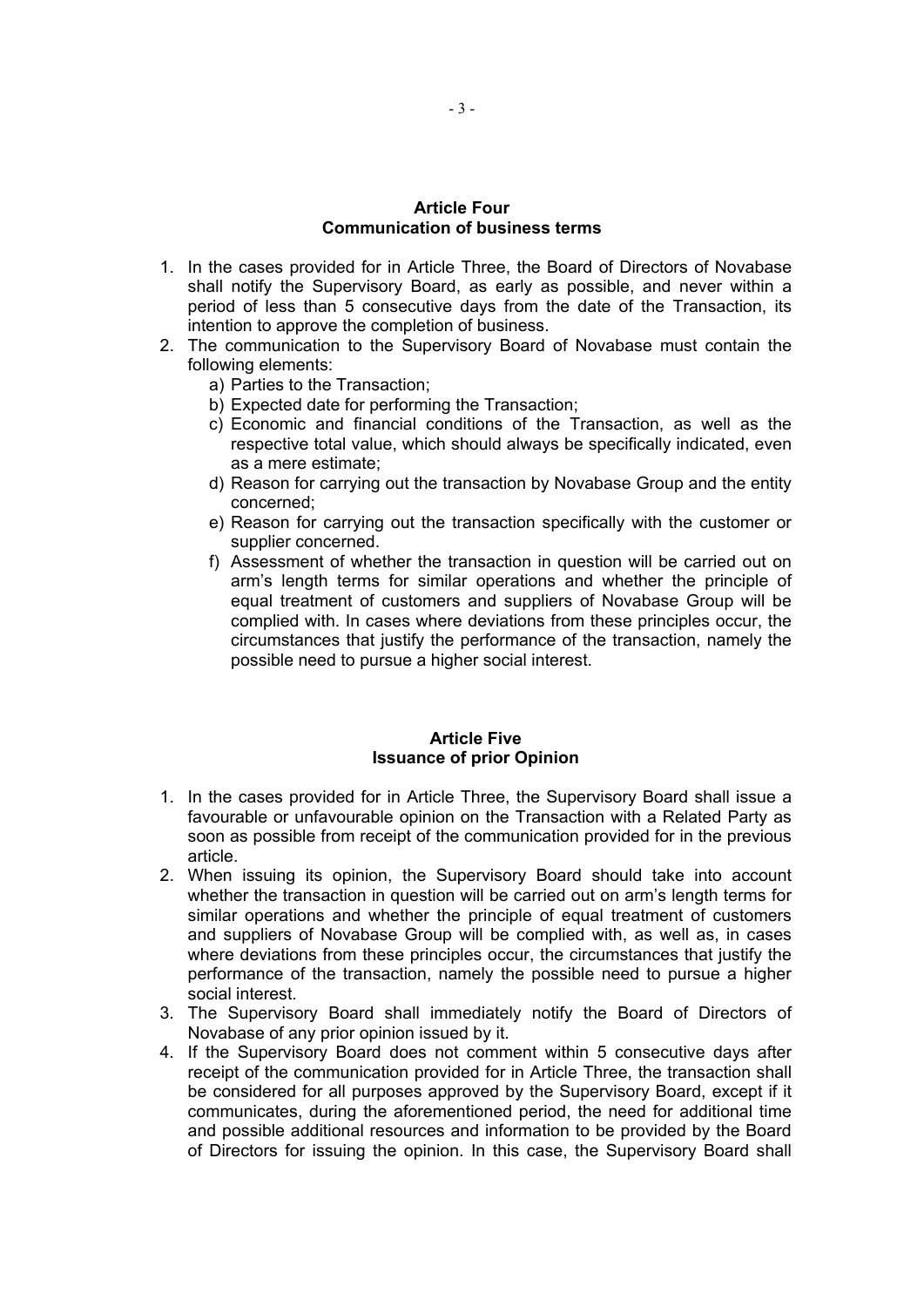## Article Four
## Communication of business terms

1. In the cases provided for in Article Three, the Board of Directors of Novabase shall notify the Supervisory Board, as early as possible, and never within a period of less than 5 consecutive days from the date of the Transaction, its intention to approve the completion of business.
2. The communication to the Supervisory Board of Novabase must contain the following elements:
   a) Parties to the Transaction;
   b) Expected date for performing the Transaction;
   c) Economic and financial conditions of the Transaction, as well as the respective total value, which should always be specifically indicated, even as a mere estimate;
   d) Reason for carrying out the transaction by Novabase Group and the entity concerned;
   e) Reason for carrying out the transaction specifically with the customer or supplier concerned.
   f) Assessment of whether the transaction in question will be carried out on arm's length terms for similar operations and whether the principle of equal treatment of customers and suppliers of Novabase Group will be complied with. In cases where deviations from these principles occur, the circumstances that justify the performance of the transaction, namely the possible need to pursue a higher social interest.

## Article Five
## Issuance of prior Opinion

1. In the cases provided for in Article Three, the Supervisory Board shall issue a favourable or unfavourable opinion on the Transaction with a Related Party as soon as possible from receipt of the communication provided for in the previous article.
2. When issuing its opinion, the Supervisory Board should take into account whether the transaction in question will be carried out on arm's length terms for similar operations and whether the principle of equal treatment of customers and suppliers of Novabase Group will be complied with, as well as, in cases where deviations from these principles occur, the circumstances that justify the performance of the transaction, namely the possible need to pursue a higher social interest.
3. The Supervisory Board shall immediately notify the Board of Directors of Novabase of any prior opinion issued by it.
4. If the Supervisory Board does not comment within 5 consecutive days after receipt of the communication provided for in Article Three, the transaction shall be considered for all purposes approved by the Supervisory Board, except if it communicates, during the aforementioned period, the need for additional time and possible additional resources and information to be provided by the Board of Directors for issuing the opinion. In this case, the Supervisory Board shall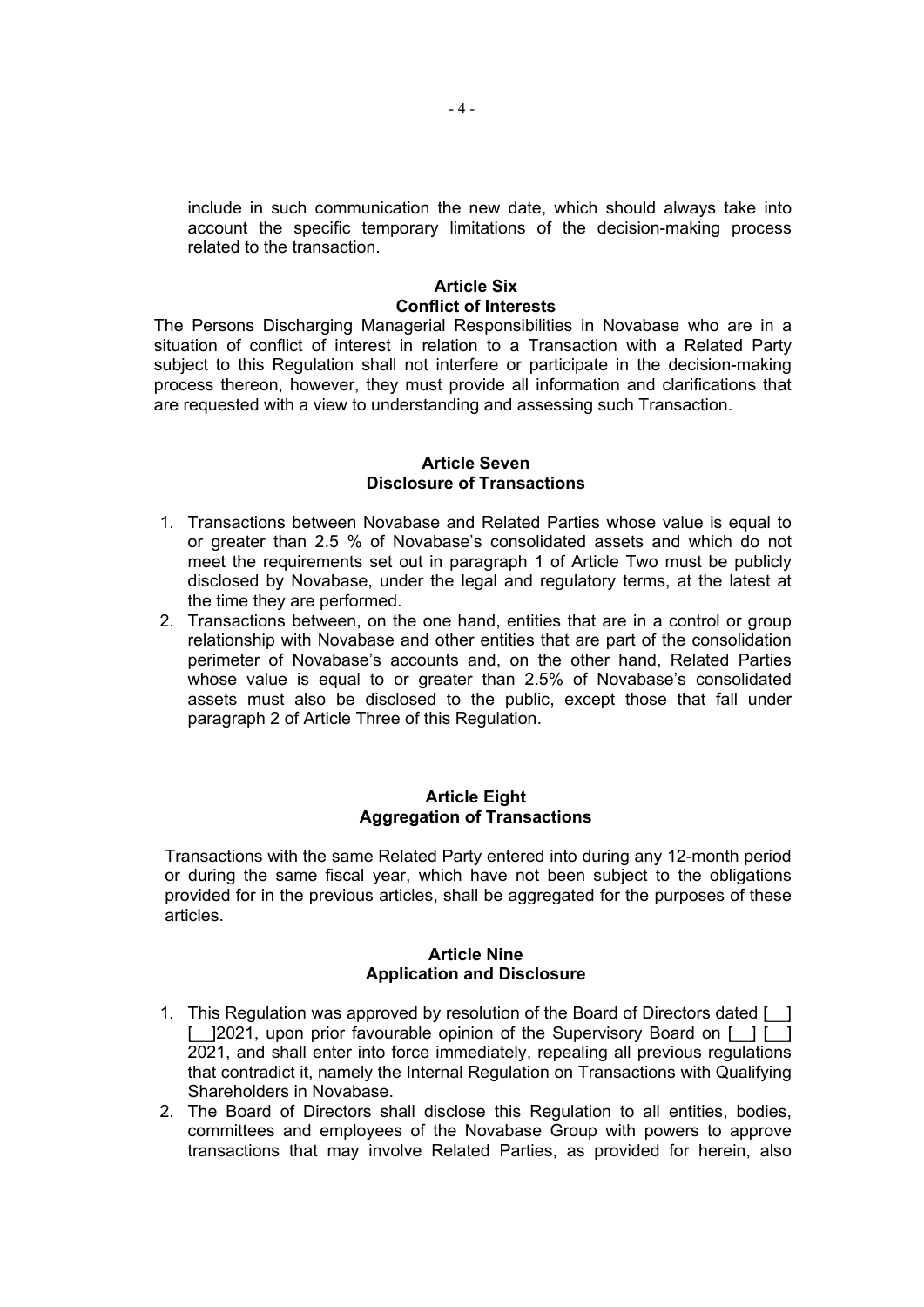include in such communication the new date, which should always take into account the specific temporary limitations of the decision-making process related to the transaction.

## Article Six
## Conflict of Interests

The Persons Discharging Managerial Responsibilities in Novabase who are in a situation of conflict of interest in relation to a Transaction with a Related Party subject to this Regulation shall not interfere or participate in the decision-making process thereon, however, they must provide all information and clarifications that are requested with a view to understanding and assessing such Transaction.

## Article Seven
## Disclosure of Transactions

1. Transactions between Novabase and Related Parties whose value is equal to or greater than 2.5 % of Novabase's consolidated assets and which do not meet the requirements set out in paragraph 1 of Article Two must be publicly disclosed by Novabase, under the legal and regulatory terms, at the latest at the time they are performed.
2. Transactions between, on the one hand, entities that are in a control or group relationship with Novabase and other entities that are part of the consolidation perimeter of Novabase's accounts and, on the other hand, Related Parties whose value is equal to or greater than 2.5% of Novabase's consolidated assets must also be disclosed to the public, except those that fall under paragraph 2 of Article Three of this Regulation.

## Article Eight
## Aggregation of Transactions

Transactions with the same Related Party entered into during any 12-month period or during the same fiscal year, which have not been subject to the obligations provided for in the previous articles, shall be aggregated for the purposes of these articles.

## Article Nine
## Application and Disclosure

1. This Regulation was approved by resolution of the Board of Directors dated [__] [__]2021, upon prior favourable opinion of the Supervisory Board on [__] [__] 2021, and shall enter into force immediately, repealing all previous regulations that contradict it, namely the Internal Regulation on Transactions with Qualifying Shareholders in Novabase.
2. The Board of Directors shall disclose this Regulation to all entities, bodies, committees and employees of the Novabase Group with powers to approve transactions that may involve Related Parties, as provided for herein, also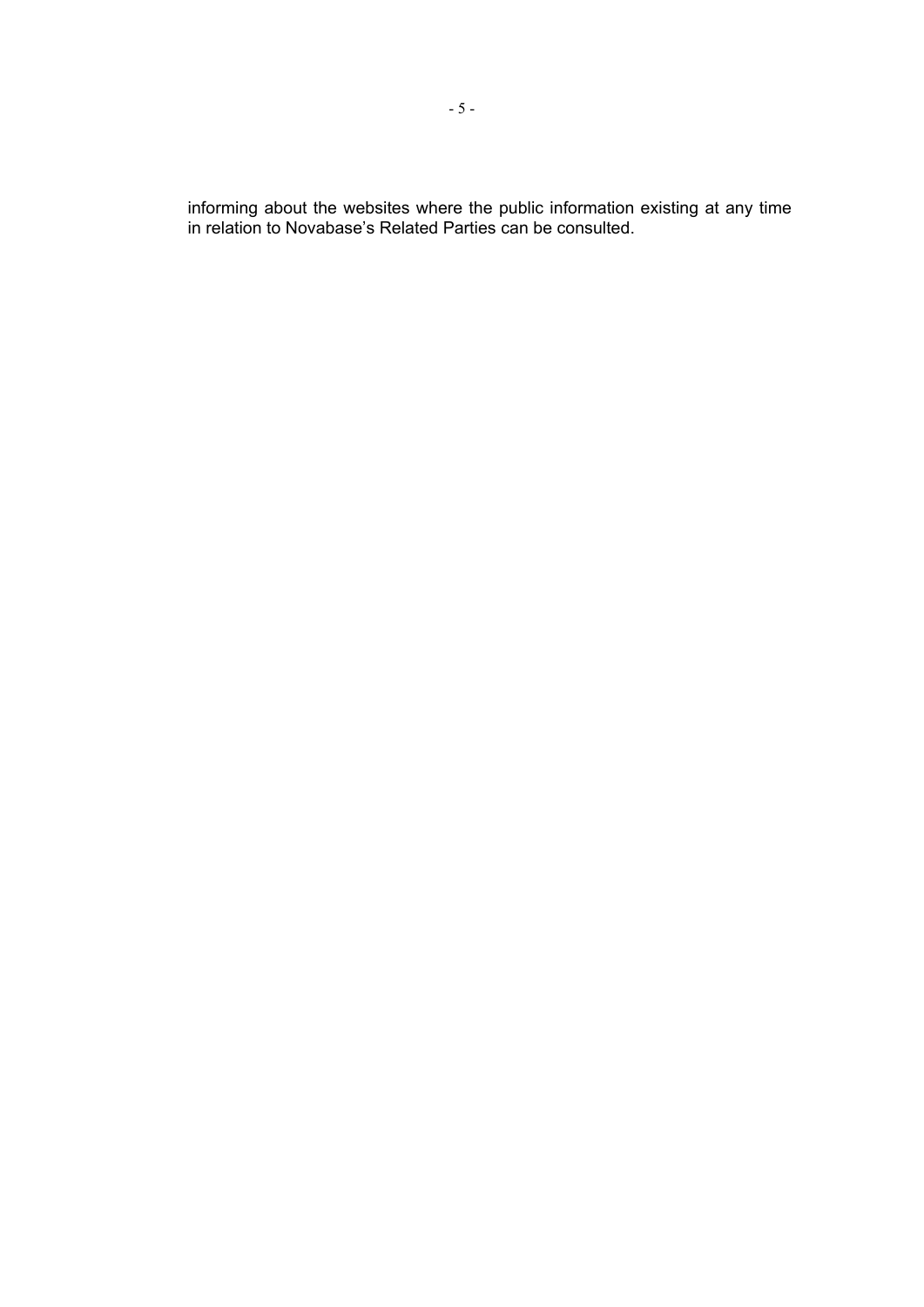informing about the websites where the public information existing at any time in relation to Novabase's Related Parties can be consulted.